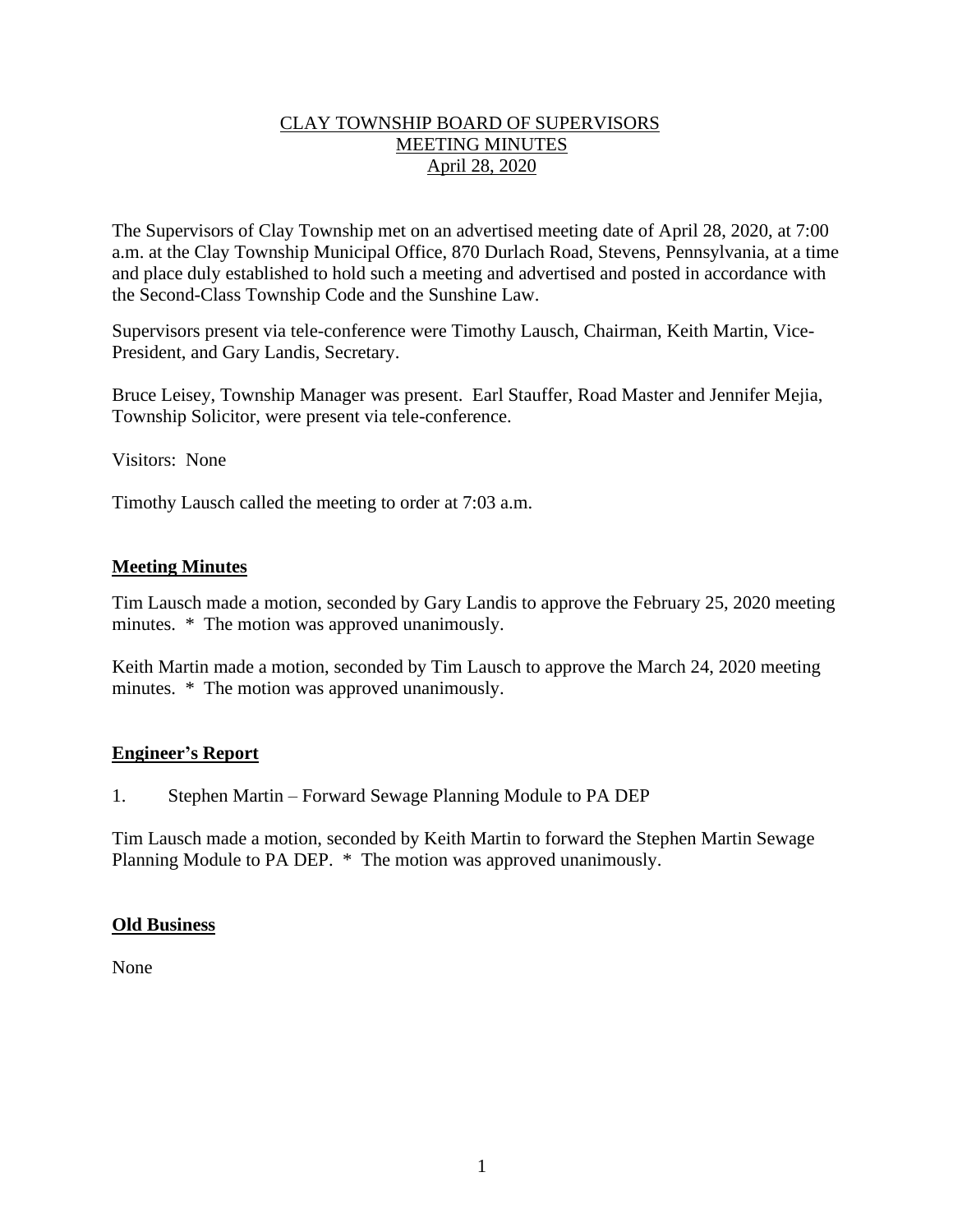# CLAY TOWNSHIP BOARD OF SUPERVISORS
# MEETING MINUTES
# April 28, 2020

The Supervisors of Clay Township met on an advertised meeting date of April 28, 2020, at 7:00 a.m. at the Clay Township Municipal Office, 870 Durlach Road, Stevens, Pennsylvania, at a time and place duly established to hold such a meeting and advertised and posted in accordance with the Second-Class Township Code and the Sunshine Law.

Supervisors present via tele-conference were Timothy Lausch, Chairman, Keith Martin, Vice-President, and Gary Landis, Secretary.

Bruce Leisey, Township Manager was present. Earl Stauffer, Road Master and Jennifer Mejia, Township Solicitor, were present via tele-conference.

Visitors: None

Timothy Lausch called the meeting to order at 7:03 a.m.

## Meeting Minutes

Tim Lausch made a motion, seconded by Gary Landis to approve the February 25, 2020 meeting minutes. * The motion was approved unanimously.

Keith Martin made a motion, seconded by Tim Lausch to approve the March 24, 2020 meeting minutes. * The motion was approved unanimously.

## Engineer's Report

1. Stephen Martin – Forward Sewage Planning Module to PA DEP

Tim Lausch made a motion, seconded by Keith Martin to forward the Stephen Martin Sewage Planning Module to PA DEP. * The motion was approved unanimously.

## Old Business

None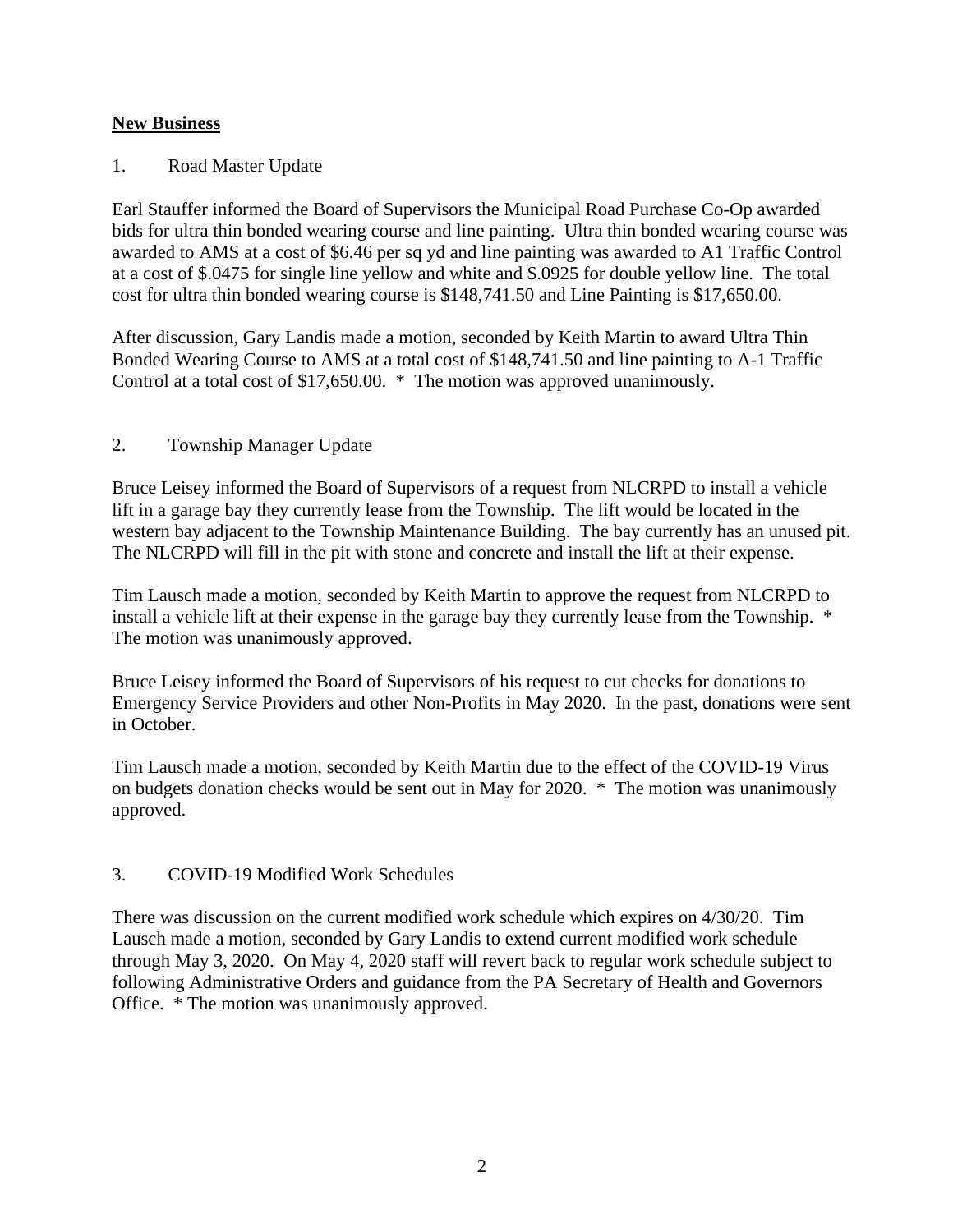**New Business**

1. Road Master Update

Earl Stauffer informed the Board of Supervisors the Municipal Road Purchase Co-Op awarded bids for ultra thin bonded wearing course and line painting. Ultra thin bonded wearing course was awarded to AMS at a cost of $6.46 per sq yd and line painting was awarded to A1 Traffic Control at a cost of $.0475 for single line yellow and white and $.0925 for double yellow line. The total cost for ultra thin bonded wearing course is $148,741.50 and Line Painting is $17,650.00.

After discussion, Gary Landis made a motion, seconded by Keith Martin to award Ultra Thin Bonded Wearing Course to AMS at a total cost of $148,741.50 and line painting to A-1 Traffic Control at a total cost of $17,650.00. * The motion was approved unanimously.

2. Township Manager Update

Bruce Leisey informed the Board of Supervisors of a request from NLCRPD to install a vehicle lift in a garage bay they currently lease from the Township. The lift would be located in the western bay adjacent to the Township Maintenance Building. The bay currently has an unused pit. The NLCRPD will fill in the pit with stone and concrete and install the lift at their expense.

Tim Lausch made a motion, seconded by Keith Martin to approve the request from NLCRPD to install a vehicle lift at their expense in the garage bay they currently lease from the Township. * The motion was unanimously approved.

Bruce Leisey informed the Board of Supervisors of his request to cut checks for donations to Emergency Service Providers and other Non-Profits in May 2020. In the past, donations were sent in October.

Tim Lausch made a motion, seconded by Keith Martin due to the effect of the COVID-19 Virus on budgets donation checks would be sent out in May for 2020. * The motion was unanimously approved.

3. COVID-19 Modified Work Schedules

There was discussion on the current modified work schedule which expires on 4/30/20. Tim Lausch made a motion, seconded by Gary Landis to extend current modified work schedule through May 3, 2020. On May 4, 2020 staff will revert back to regular work schedule subject to following Administrative Orders and guidance from the PA Secretary of Health and Governors Office. * The motion was unanimously approved.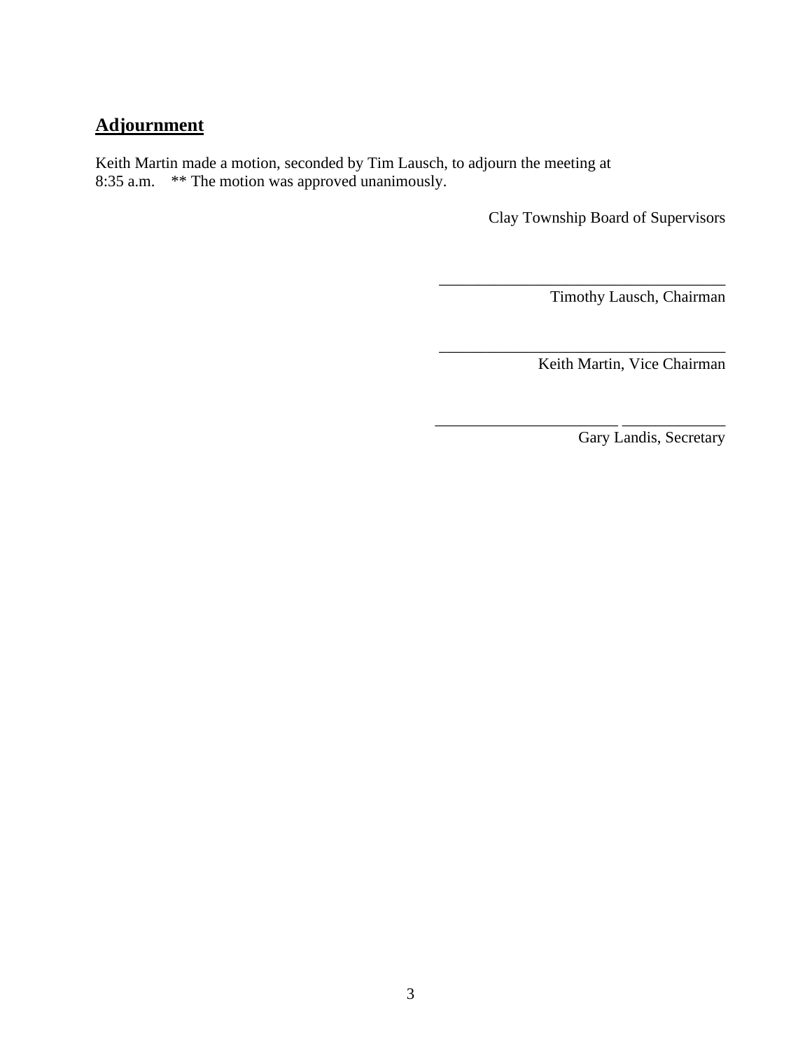## Adjournment

Keith Martin made a motion, seconded by Tim Lausch, to adjourn the meeting at 8:35 a.m. ** The motion was approved unanimously.

Clay Township Board of Supervisors

_____________________________________
Timothy Lausch, Chairman

_____________________________________
Keith Martin, Vice Chairman

_______________________ _____________
Gary Landis, Secretary